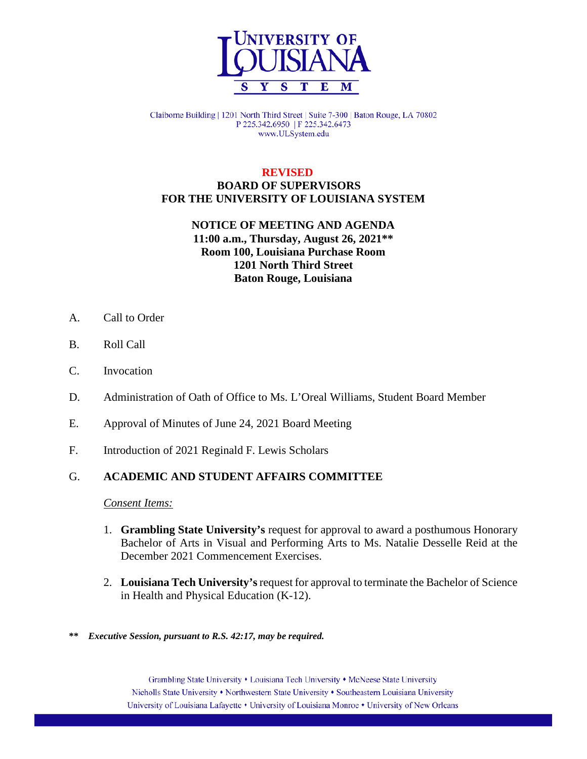# UNIVERSITY OF LOUISIANA SYSTEM

Claiborne Building | 1201 North Third Street | Suite 7-300 | Baton Rouge, LA 70802
P 225.342.6950 | F 225.342.6473
www.ULSystem.edu

**REVISED**

## BOARD OF SUPERVISORS FOR THE UNIVERSITY OF LOUISIANA SYSTEM

**NOTICE OF MEETING AND AGENDA**
**11:00 a.m., Thursday, August 26, 2021****
**Room 100, Louisiana Purchase Room**
**1201 North Third Street**
**Baton Rouge, Louisiana**

A. Call to Order

B. Roll Call

C. Invocation

D. Administration of Oath of Office to Ms. L'Oreal Williams, Student Board Member

E. Approval of Minutes of June 24, 2021 Board Meeting

F. Introduction of 2021 Reginald F. Lewis Scholars

G. **ACADEMIC AND STUDENT AFFAIRS COMMITTEE**

*Consent Items:*

1. **Grambling State University's** request for approval to award a posthumous Honorary Bachelor of Arts in Visual and Performing Arts to Ms. Natalie Desselle Reid at the December 2021 Commencement Exercises.

2. **Louisiana Tech University's** request for approval to terminate the Bachelor of Science in Health and Physical Education (K-12).

**\*\*** ***Executive Session, pursuant to R.S. 42:17, may be required.***

Grambling State University • Louisiana Tech University • McNeese State University
Nicholls State University • Northwestern State University • Southeastern Louisiana University
University of Louisiana Lafayette • University of Louisiana Monroe • University of New Orleans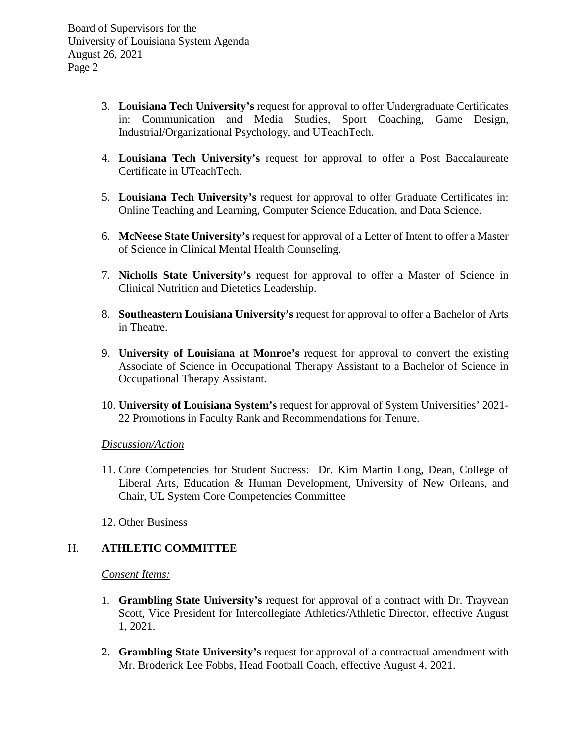3. **Louisiana Tech University's** request for approval to offer Undergraduate Certificates in: Communication and Media Studies, Sport Coaching, Game Design, Industrial/Organizational Psychology, and UTeachTech.

4. **Louisiana Tech University's** request for approval to offer a Post Baccalaureate Certificate in UTeachTech.

5. **Louisiana Tech University's** request for approval to offer Graduate Certificates in: Online Teaching and Learning, Computer Science Education, and Data Science.

6. **McNeese State University's** request for approval of a Letter of Intent to offer a Master of Science in Clinical Mental Health Counseling.

7. **Nicholls State University's** request for approval to offer a Master of Science in Clinical Nutrition and Dietetics Leadership.

8. **Southeastern Louisiana University's** request for approval to offer a Bachelor of Arts in Theatre.

9. **University of Louisiana at Monroe's** request for approval to convert the existing Associate of Science in Occupational Therapy Assistant to a Bachelor of Science in Occupational Therapy Assistant.

10. **University of Louisiana System's** request for approval of System Universities' 2021-22 Promotions in Faculty Rank and Recommendations for Tenure.

*Discussion/Action*

11. Core Competencies for Student Success: Dr. Kim Martin Long, Dean, College of Liberal Arts, Education & Human Development, University of New Orleans, and Chair, UL System Core Competencies Committee

12. Other Business

## H. ATHLETIC COMMITTEE

*Consent Items:*

1. **Grambling State University's** request for approval of a contract with Dr. Trayvean Scott, Vice President for Intercollegiate Athletics/Athletic Director, effective August 1, 2021.

2. **Grambling State University's** request for approval of a contractual amendment with Mr. Broderick Lee Fobbs, Head Football Coach, effective August 4, 2021.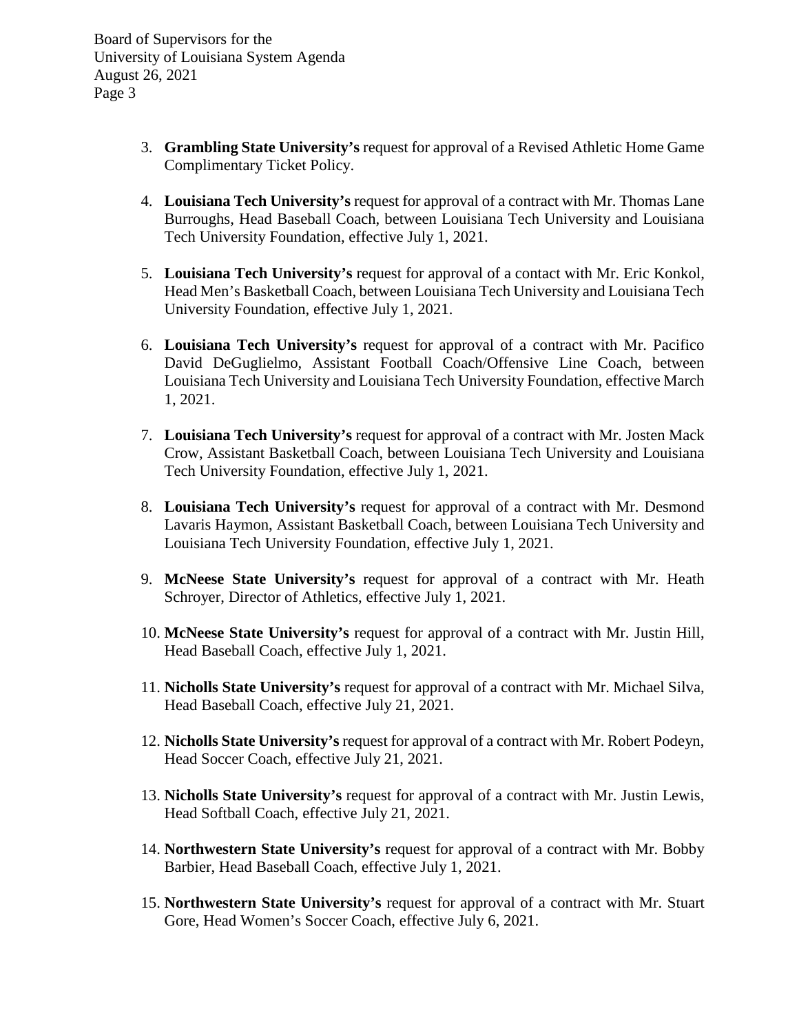3. **Grambling State University's** request for approval of a Revised Athletic Home Game Complimentary Ticket Policy.

4. **Louisiana Tech University's** request for approval of a contract with Mr. Thomas Lane Burroughs, Head Baseball Coach, between Louisiana Tech University and Louisiana Tech University Foundation, effective July 1, 2021.

5. **Louisiana Tech University's** request for approval of a contact with Mr. Eric Konkol, Head Men's Basketball Coach, between Louisiana Tech University and Louisiana Tech University Foundation, effective July 1, 2021.

6. **Louisiana Tech University's** request for approval of a contract with Mr. Pacifico David DeGuglielmo, Assistant Football Coach/Offensive Line Coach, between Louisiana Tech University and Louisiana Tech University Foundation, effective March 1, 2021.

7. **Louisiana Tech University's** request for approval of a contract with Mr. Josten Mack Crow, Assistant Basketball Coach, between Louisiana Tech University and Louisiana Tech University Foundation, effective July 1, 2021.

8. **Louisiana Tech University's** request for approval of a contract with Mr. Desmond Lavaris Haymon, Assistant Basketball Coach, between Louisiana Tech University and Louisiana Tech University Foundation, effective July 1, 2021.

9. **McNeese State University's** request for approval of a contract with Mr. Heath Schroyer, Director of Athletics, effective July 1, 2021.

10. **McNeese State University's** request for approval of a contract with Mr. Justin Hill, Head Baseball Coach, effective July 1, 2021.

11. **Nicholls State University's** request for approval of a contract with Mr. Michael Silva, Head Baseball Coach, effective July 21, 2021.

12. **Nicholls State University's** request for approval of a contract with Mr. Robert Podeyn, Head Soccer Coach, effective July 21, 2021.

13. **Nicholls State University's** request for approval of a contract with Mr. Justin Lewis, Head Softball Coach, effective July 21, 2021.

14. **Northwestern State University's** request for approval of a contract with Mr. Bobby Barbier, Head Baseball Coach, effective July 1, 2021.

15. **Northwestern State University's** request for approval of a contract with Mr. Stuart Gore, Head Women's Soccer Coach, effective July 6, 2021.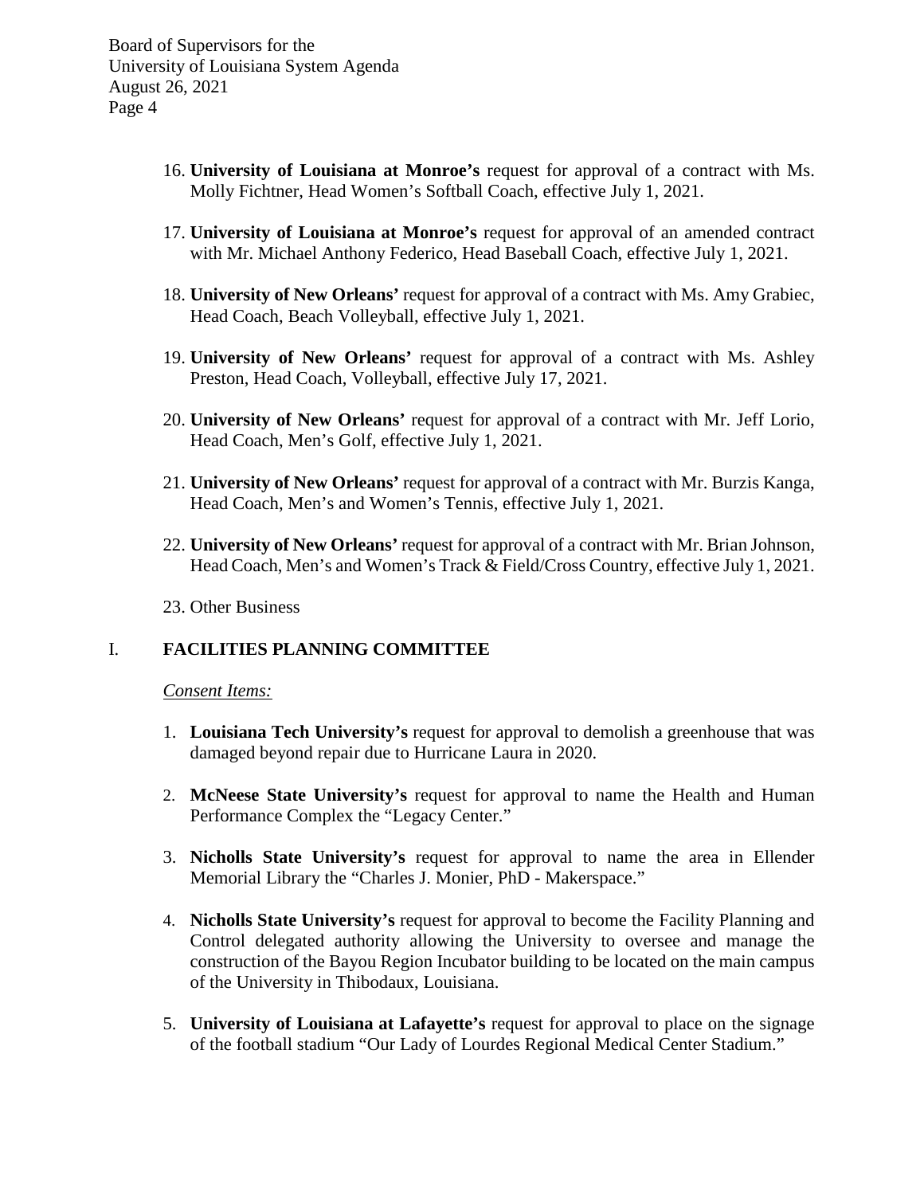16. **University of Louisiana at Monroe's** request for approval of a contract with Ms. Molly Fichtner, Head Women's Softball Coach, effective July 1, 2021.

17. **University of Louisiana at Monroe's** request for approval of an amended contract with Mr. Michael Anthony Federico, Head Baseball Coach, effective July 1, 2021.

18. **University of New Orleans'** request for approval of a contract with Ms. Amy Grabiec, Head Coach, Beach Volleyball, effective July 1, 2021.

19. **University of New Orleans'** request for approval of a contract with Ms. Ashley Preston, Head Coach, Volleyball, effective July 17, 2021.

20. **University of New Orleans'** request for approval of a contract with Mr. Jeff Lorio, Head Coach, Men's Golf, effective July 1, 2021.

21. **University of New Orleans'** request for approval of a contract with Mr. Burzis Kanga, Head Coach, Men's and Women's Tennis, effective July 1, 2021.

22. **University of New Orleans'** request for approval of a contract with Mr. Brian Johnson, Head Coach, Men's and Women's Track & Field/Cross Country, effective July 1, 2021.

23. Other Business

## I. FACILITIES PLANNING COMMITTEE

*Consent Items:*

1. **Louisiana Tech University's** request for approval to demolish a greenhouse that was damaged beyond repair due to Hurricane Laura in 2020.

2. **McNeese State University's** request for approval to name the Health and Human Performance Complex the "Legacy Center."

3. **Nicholls State University's** request for approval to name the area in Ellender Memorial Library the "Charles J. Monier, PhD - Makerspace."

4. **Nicholls State University's** request for approval to become the Facility Planning and Control delegated authority allowing the University to oversee and manage the construction of the Bayou Region Incubator building to be located on the main campus of the University in Thibodaux, Louisiana.

5. **University of Louisiana at Lafayette's** request for approval to place on the signage of the football stadium "Our Lady of Lourdes Regional Medical Center Stadium."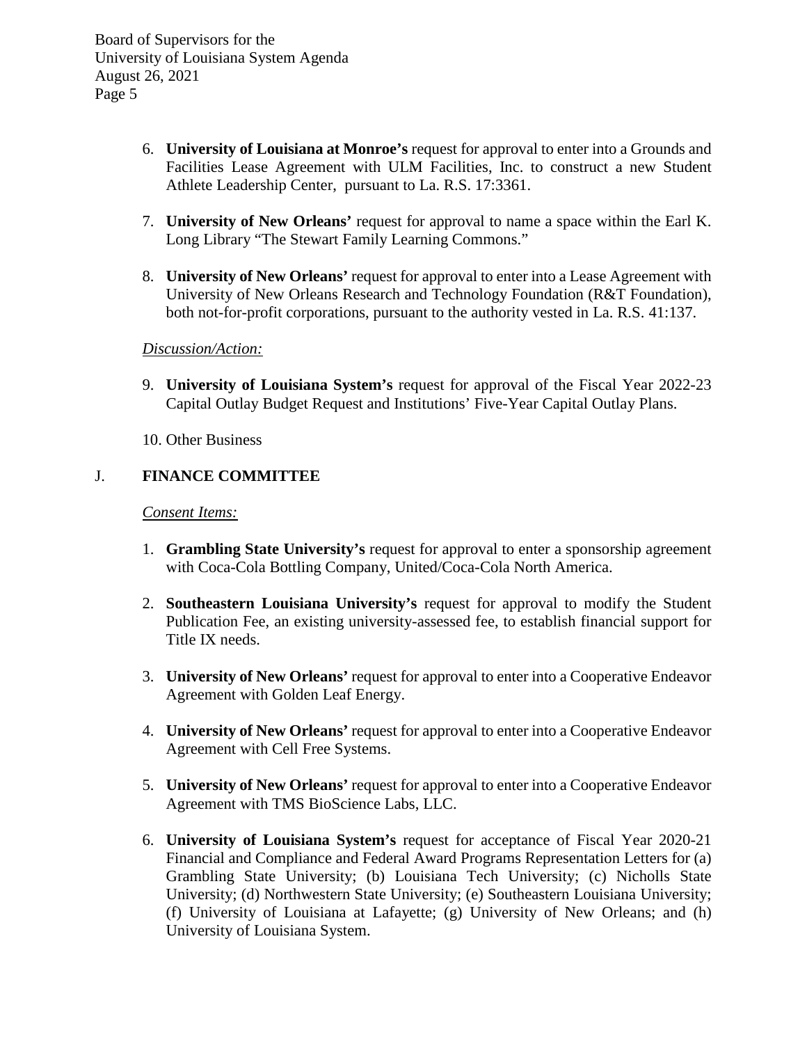6. **University of Louisiana at Monroe's** request for approval to enter into a Grounds and Facilities Lease Agreement with ULM Facilities, Inc. to construct a new Student Athlete Leadership Center, pursuant to La. R.S. 17:3361.

7. **University of New Orleans'** request for approval to name a space within the Earl K. Long Library "The Stewart Family Learning Commons."

8. **University of New Orleans'** request for approval to enter into a Lease Agreement with University of New Orleans Research and Technology Foundation (R&T Foundation), both not-for-profit corporations, pursuant to the authority vested in La. R.S. 41:137.

*Discussion/Action:*

9. **University of Louisiana System's** request for approval of the Fiscal Year 2022-23 Capital Outlay Budget Request and Institutions' Five-Year Capital Outlay Plans.

10. Other Business

## J. FINANCE COMMITTEE

*Consent Items:*

1. **Grambling State University's** request for approval to enter a sponsorship agreement with Coca-Cola Bottling Company, United/Coca-Cola North America.

2. **Southeastern Louisiana University's** request for approval to modify the Student Publication Fee, an existing university-assessed fee, to establish financial support for Title IX needs.

3. **University of New Orleans'** request for approval to enter into a Cooperative Endeavor Agreement with Golden Leaf Energy.

4. **University of New Orleans'** request for approval to enter into a Cooperative Endeavor Agreement with Cell Free Systems.

5. **University of New Orleans'** request for approval to enter into a Cooperative Endeavor Agreement with TMS BioScience Labs, LLC.

6. **University of Louisiana System's** request for acceptance of Fiscal Year 2020-21 Financial and Compliance and Federal Award Programs Representation Letters for (a) Grambling State University; (b) Louisiana Tech University; (c) Nicholls State University; (d) Northwestern State University; (e) Southeastern Louisiana University; (f) University of Louisiana at Lafayette; (g) University of New Orleans; and (h) University of Louisiana System.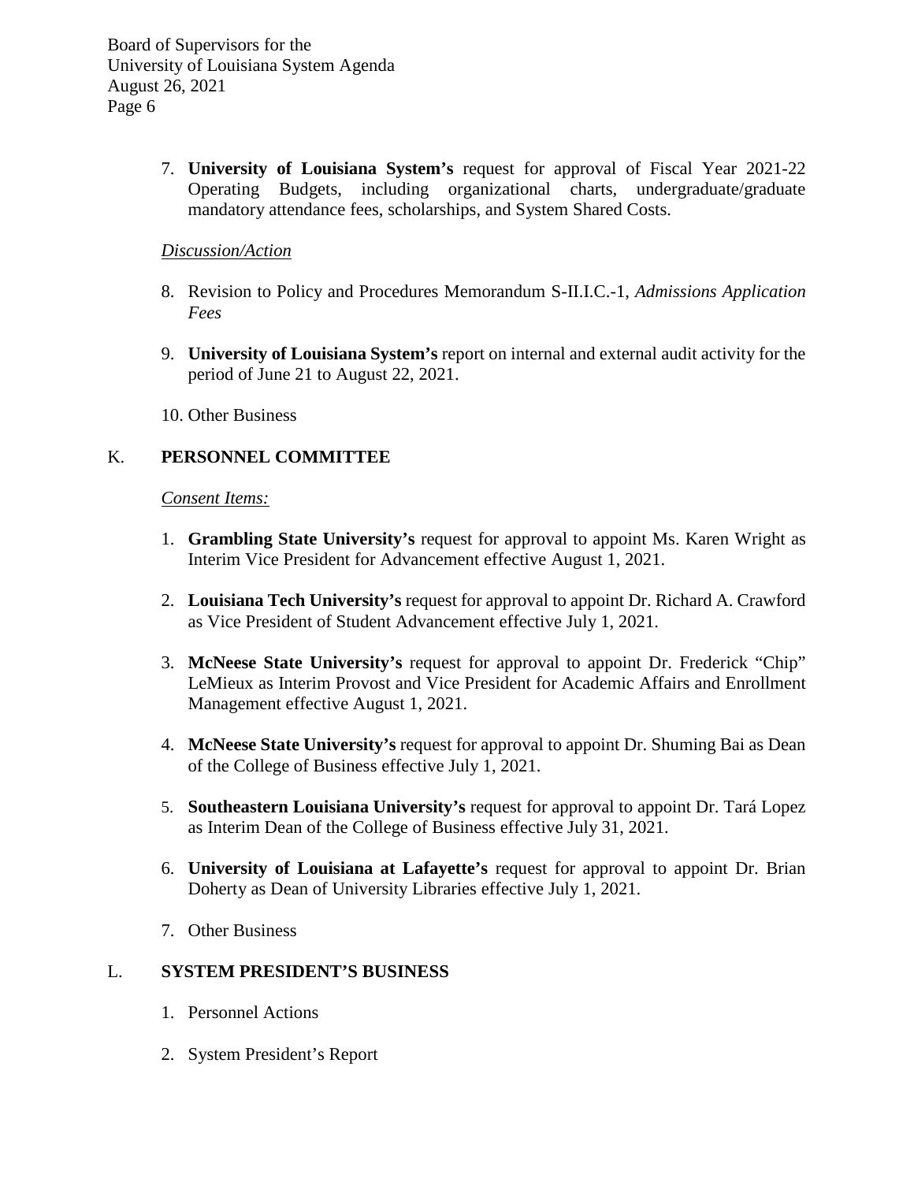7. **University of Louisiana System's** request for approval of Fiscal Year 2021-22 Operating Budgets, including organizational charts, undergraduate/graduate mandatory attendance fees, scholarships, and System Shared Costs.

*Discussion/Action*

8. Revision to Policy and Procedures Memorandum S-II.I.C.-1, *Admissions Application Fees*

9. **University of Louisiana System's** report on internal and external audit activity for the period of June 21 to August 22, 2021.

10. Other Business

## K. PERSONNEL COMMITTEE

*Consent Items:*

1. **Grambling State University's** request for approval to appoint Ms. Karen Wright as Interim Vice President for Advancement effective August 1, 2021.

2. **Louisiana Tech University's** request for approval to appoint Dr. Richard A. Crawford as Vice President of Student Advancement effective July 1, 2021.

3. **McNeese State University's** request for approval to appoint Dr. Frederick "Chip" LeMieux as Interim Provost and Vice President for Academic Affairs and Enrollment Management effective August 1, 2021.

4. **McNeese State University's** request for approval to appoint Dr. Shuming Bai as Dean of the College of Business effective July 1, 2021.

5. **Southeastern Louisiana University's** request for approval to appoint Dr. Tará Lopez as Interim Dean of the College of Business effective July 31, 2021.

6. **University of Louisiana at Lafayette's** request for approval to appoint Dr. Brian Doherty as Dean of University Libraries effective July 1, 2021.

7. Other Business

## L. SYSTEM PRESIDENT'S BUSINESS

1. Personnel Actions

2. System President's Report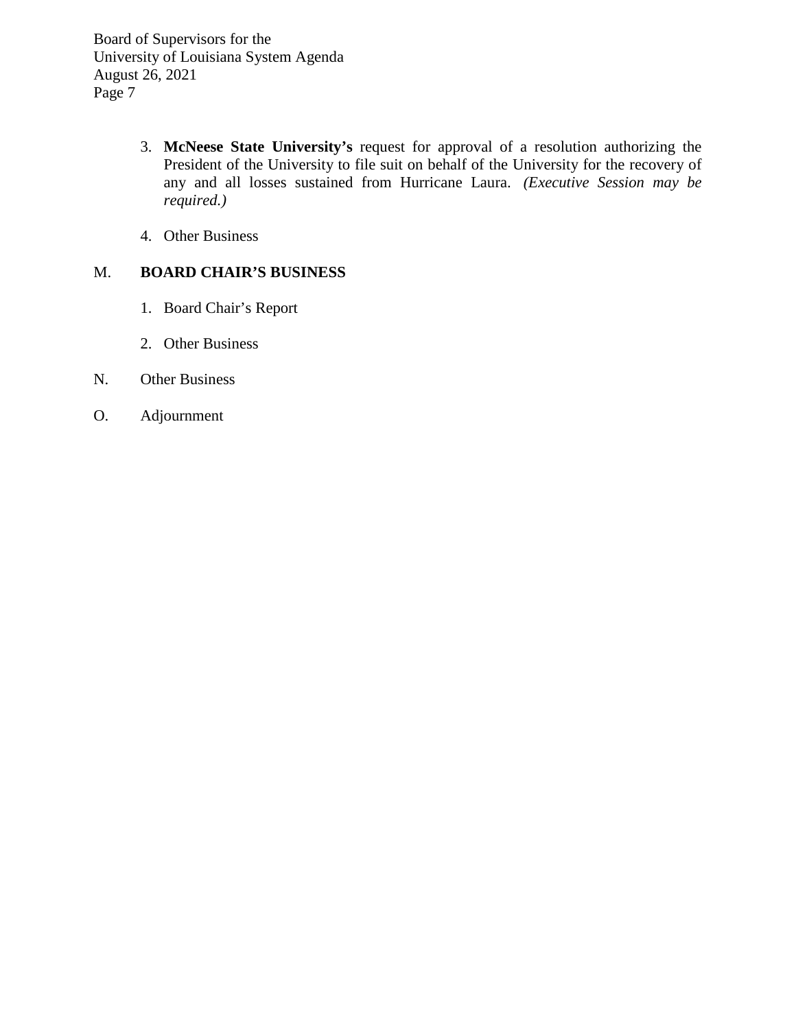3. **McNeese State University's** request for approval of a resolution authorizing the President of the University to file suit on behalf of the University for the recovery of any and all losses sustained from Hurricane Laura. *(Executive Session may be required.)*

4. Other Business

M. **BOARD CHAIR'S BUSINESS**

1. Board Chair's Report

2. Other Business

N. Other Business

O. Adjournment